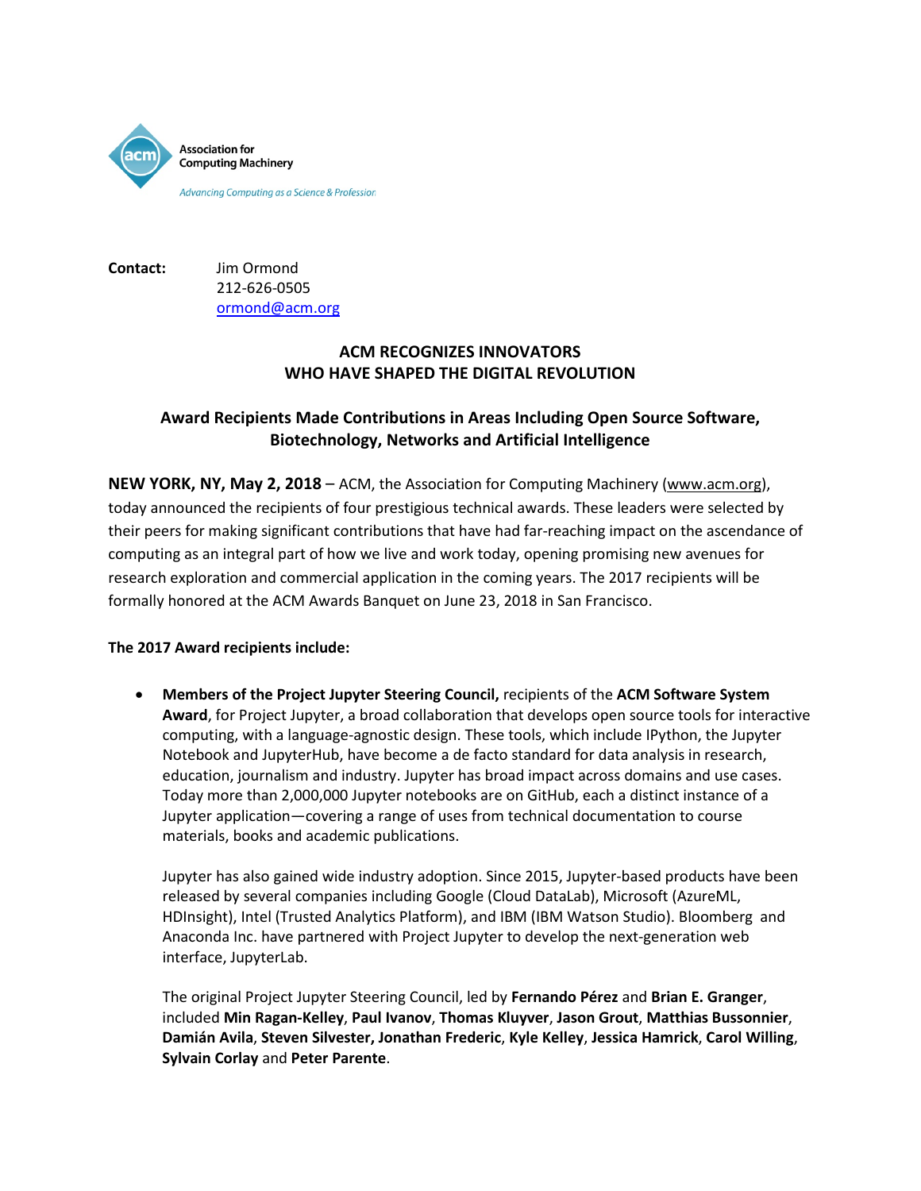Association for Computing Machinery

*Advancing Computing as a Science & Profession*

**Contact:** Jim Ormond
212-626-0505
ormond@acm.org

## ACM RECOGNIZES INNOVATORS WHO HAVE SHAPED THE DIGITAL REVOLUTION

### Award Recipients Made Contributions in Areas Including Open Source Software, Biotechnology, Networks and Artificial Intelligence

**NEW YORK, NY, May 2, 2018** – ACM, the Association for Computing Machinery (www.acm.org), today announced the recipients of four prestigious technical awards. These leaders were selected by their peers for making significant contributions that have had far-reaching impact on the ascendance of computing as an integral part of how we live and work today, opening promising new avenues for research exploration and commercial application in the coming years. The 2017 recipients will be formally honored at the ACM Awards Banquet on June 23, 2018 in San Francisco.

**The 2017 Award recipients include:**

- **Members of the Project Jupyter Steering Council,** recipients of the **ACM Software System Award**, for Project Jupyter, a broad collaboration that develops open source tools for interactive computing, with a language-agnostic design. These tools, which include IPython, the Jupyter Notebook and JupyterHub, have become a de facto standard for data analysis in research, education, journalism and industry. Jupyter has broad impact across domains and use cases. Today more than 2,000,000 Jupyter notebooks are on GitHub, each a distinct instance of a Jupyter application—covering a range of uses from technical documentation to course materials, books and academic publications.

  Jupyter has also gained wide industry adoption. Since 2015, Jupyter-based products have been released by several companies including Google (Cloud DataLab), Microsoft (AzureML, HDInsight), Intel (Trusted Analytics Platform), and IBM (IBM Watson Studio). Bloomberg and Anaconda Inc. have partnered with Project Jupyter to develop the next-generation web interface, JupyterLab.

  The original Project Jupyter Steering Council, led by **Fernando Pérez** and **Brian E. Granger**, included **Min Ragan-Kelley**, **Paul Ivanov**, **Thomas Kluyver**, **Jason Grout**, **Matthias Bussonnier**, **Damián Avila**, **Steven Silvester, Jonathan Frederic**, **Kyle Kelley**, **Jessica Hamrick**, **Carol Willing**, **Sylvain Corlay** and **Peter Parente**.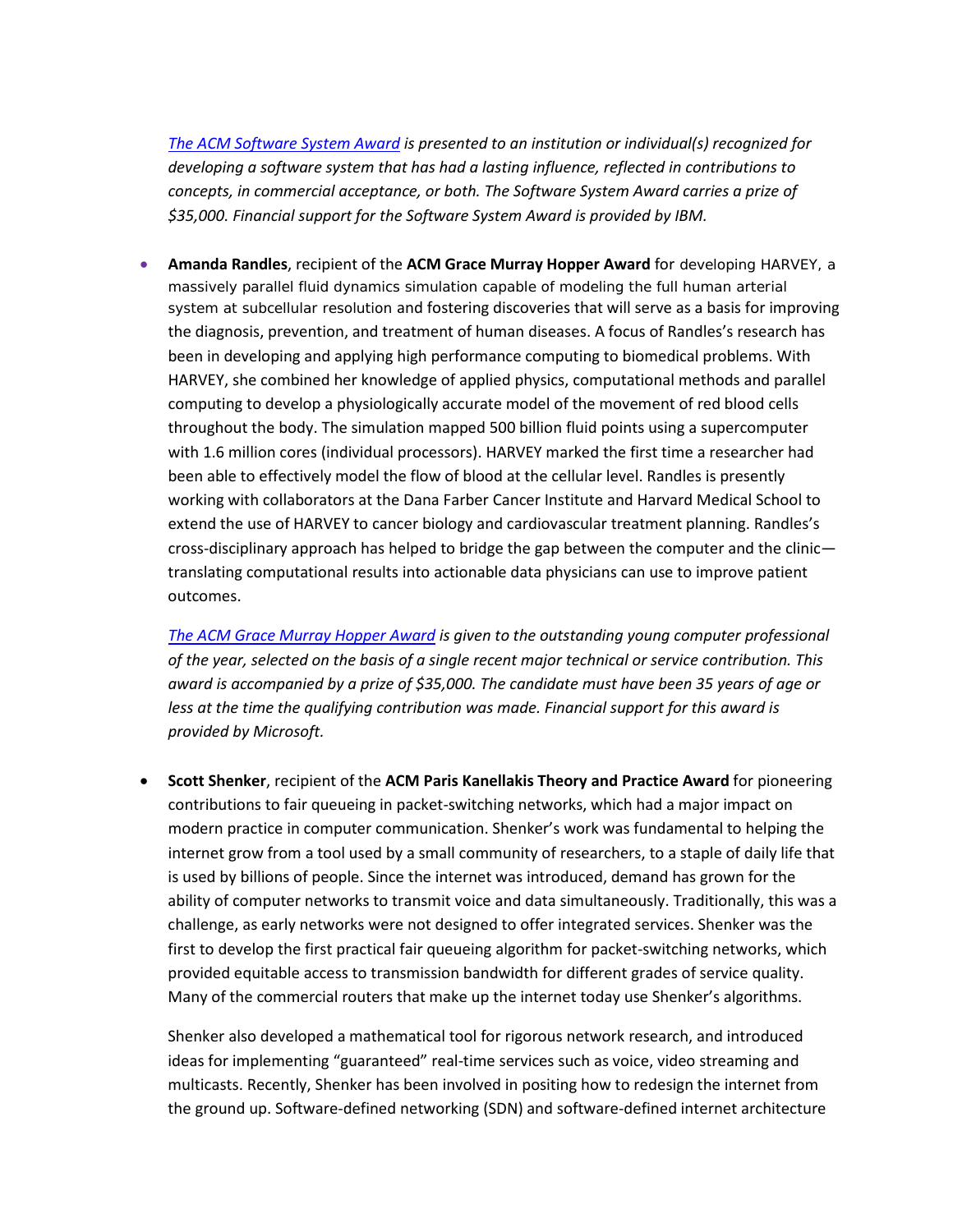*[The ACM Software System Award](#) is presented to an institution or individual(s) recognized for developing a software system that has had a lasting influence, reflected in contributions to concepts, in commercial acceptance, or both. The Software System Award carries a prize of $35,000. Financial support for the Software System Award is provided by IBM.*

- **Amanda Randles**, recipient of the **ACM Grace Murray Hopper Award** for developing HARVEY, a massively parallel fluid dynamics simulation capable of modeling the full human arterial system at subcellular resolution and fostering discoveries that will serve as a basis for improving the diagnosis, prevention, and treatment of human diseases. A focus of Randles's research has been in developing and applying high performance computing to biomedical problems. With HARVEY, she combined her knowledge of applied physics, computational methods and parallel computing to develop a physiologically accurate model of the movement of red blood cells throughout the body. The simulation mapped 500 billion fluid points using a supercomputer with 1.6 million cores (individual processors). HARVEY marked the first time a researcher had been able to effectively model the flow of blood at the cellular level. Randles is presently working with collaborators at the Dana Farber Cancer Institute and Harvard Medical School to extend the use of HARVEY to cancer biology and cardiovascular treatment planning. Randles's cross-disciplinary approach has helped to bridge the gap between the computer and the clinic—translating computational results into actionable data physicians can use to improve patient outcomes.

  *[The ACM Grace Murray Hopper Award](#) is given to the outstanding young computer professional of the year, selected on the basis of a single recent major technical or service contribution. This award is accompanied by a prize of $35,000. The candidate must have been 35 years of age or less at the time the qualifying contribution was made. Financial support for this award is provided by Microsoft.*

- **Scott Shenker**, recipient of the **ACM Paris Kanellakis Theory and Practice Award** for pioneering contributions to fair queueing in packet-switching networks, which had a major impact on modern practice in computer communication. Shenker's work was fundamental to helping the internet grow from a tool used by a small community of researchers, to a staple of daily life that is used by billions of people. Since the internet was introduced, demand has grown for the ability of computer networks to transmit voice and data simultaneously. Traditionally, this was a challenge, as early networks were not designed to offer integrated services. Shenker was the first to develop the first practical fair queueing algorithm for packet-switching networks, which provided equitable access to transmission bandwidth for different grades of service quality. Many of the commercial routers that make up the internet today use Shenker's algorithms.

  Shenker also developed a mathematical tool for rigorous network research, and introduced ideas for implementing "guaranteed" real-time services such as voice, video streaming and multicasts. Recently, Shenker has been involved in positing how to redesign the internet from the ground up. Software-defined networking (SDN) and software-defined internet architecture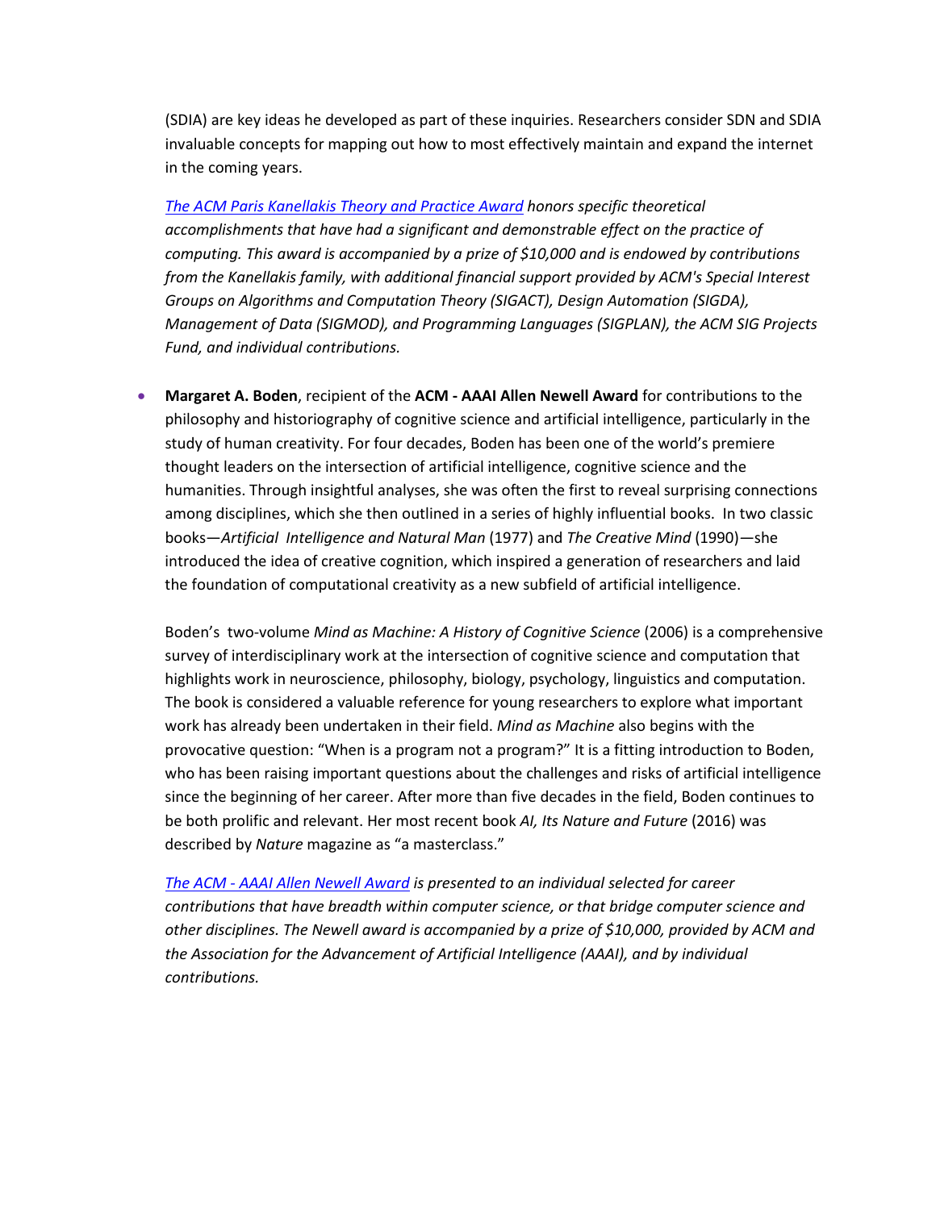(SDIA) are key ideas he developed as part of these inquiries. Researchers consider SDN and SDIA invaluable concepts for mapping out how to most effectively maintain and expand the internet in the coming years.

*The ACM Paris Kanellakis Theory and Practice Award honors specific theoretical accomplishments that have had a significant and demonstrable effect on the practice of computing. This award is accompanied by a prize of $10,000 and is endowed by contributions from the Kanellakis family, with additional financial support provided by ACM's Special Interest Groups on Algorithms and Computation Theory (SIGACT), Design Automation (SIGDA), Management of Data (SIGMOD), and Programming Languages (SIGPLAN), the ACM SIG Projects Fund, and individual contributions.*

- **Margaret A. Boden**, recipient of the **ACM - AAAI Allen Newell Award** for contributions to the philosophy and historiography of cognitive science and artificial intelligence, particularly in the study of human creativity. For four decades, Boden has been one of the world's premiere thought leaders on the intersection of artificial intelligence, cognitive science and the humanities. Through insightful analyses, she was often the first to reveal surprising connections among disciplines, which she then outlined in a series of highly influential books. In two classic books—*Artificial Intelligence and Natural Man* (1977) and *The Creative Mind* (1990)—she introduced the idea of creative cognition, which inspired a generation of researchers and laid the foundation of computational creativity as a new subfield of artificial intelligence.

  Boden's two-volume *Mind as Machine: A History of Cognitive Science* (2006) is a comprehensive survey of interdisciplinary work at the intersection of cognitive science and computation that highlights work in neuroscience, philosophy, biology, psychology, linguistics and computation. The book is considered a valuable reference for young researchers to explore what important work has already been undertaken in their field. *Mind as Machine* also begins with the provocative question: "When is a program not a program?" It is a fitting introduction to Boden, who has been raising important questions about the challenges and risks of artificial intelligence since the beginning of her career. After more than five decades in the field, Boden continues to be both prolific and relevant. Her most recent book *AI, Its Nature and Future* (2016) was described by *Nature* magazine as "a masterclass."

  *The ACM - AAAI Allen Newell Award is presented to an individual selected for career contributions that have breadth within computer science, or that bridge computer science and other disciplines. The Newell award is accompanied by a prize of $10,000, provided by ACM and the Association for the Advancement of Artificial Intelligence (AAAI), and by individual contributions.*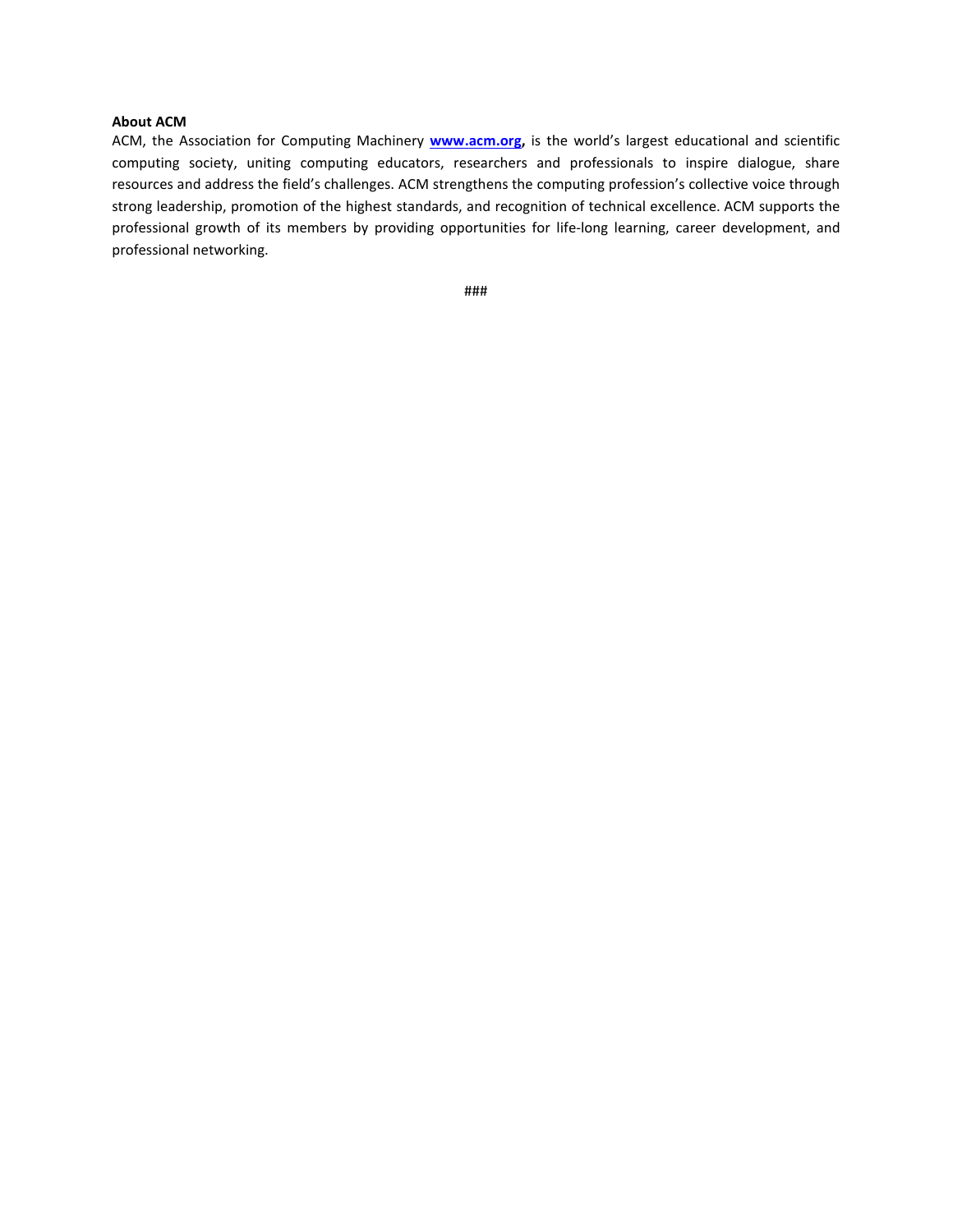**About ACM**

ACM, the Association for Computing Machinery **www.acm.org,** is the world's largest educational and scientific computing society, uniting computing educators, researchers and professionals to inspire dialogue, share resources and address the field's challenges. ACM strengthens the computing profession's collective voice through strong leadership, promotion of the highest standards, and recognition of technical excellence. ACM supports the professional growth of its members by providing opportunities for life-long learning, career development, and professional networking.

###